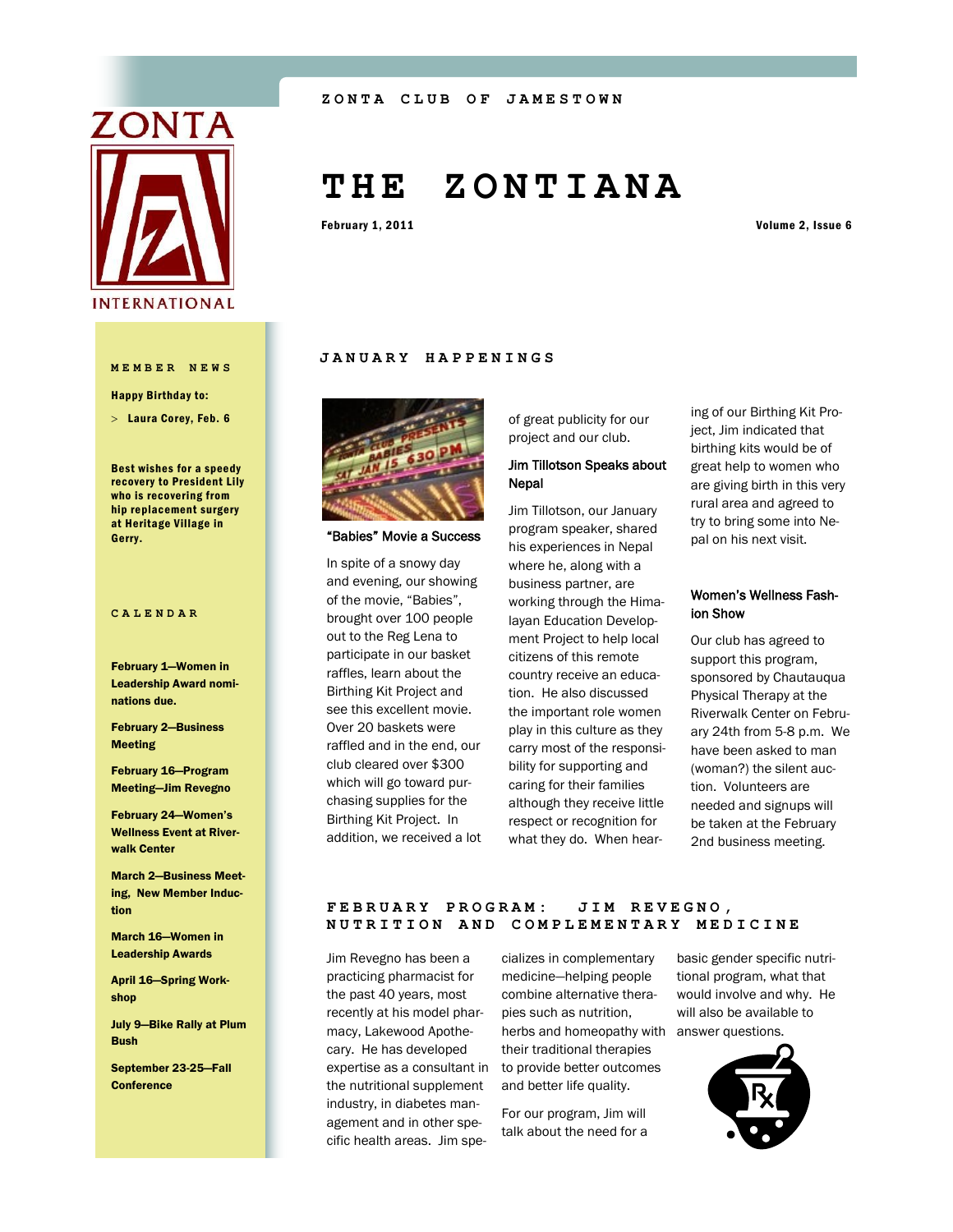ZONTA CLUB OF JAMESTOWN

# THE ZONTIANA

February 1, 2011

Volume 2, Issue 6

## JANUARY HAPPENINGS

### "Babies" Movie a Success

In spite of a snowy day and evening, our showing of the movie, "Babies", brought over 100 people out to the Reg Lena to participate in our basket raffles, learn about the Birthing Kit Project and see this excellent movie. Over 20 baskets were raffled and in the end, our club cleared over $300 which will go toward purchasing supplies for the Birthing Kit Project. In addition, we received a lot of great publicity for our project and our club.

### Jim Tillotson Speaks about Nepal

Jim Tillotson, our January program speaker, shared his experiences in Nepal where he, along with a business partner, are working through the Himalayan Education Development Project to help local citizens of this remote country receive an education. He also discussed the important role women play in this culture as they carry most of the responsibility for supporting and caring for their families although they receive little respect or recognition for what they do. When hearing of our Birthing Kit Project, Jim indicated that birthing kits would be of great help to women who are giving birth in this very rural area and agreed to try to bring some into Nepal on his next visit.

### Women's Wellness Fashion Show

Our club has agreed to support this program, sponsored by Chautauqua Physical Therapy at the Riverwalk Center on February 24th from 5-8 p.m. We have been asked to man (woman?) the silent auction. Volunteers are needed and signups will be taken at the February 2nd business meeting.

## FEBRUARY PROGRAM: JIM REVEGNO, NUTRITION AND COMPLEMENTARY MEDICINE

Jim Revegno has been a practicing pharmacist for the past 40 years, most recently at his model pharmacy, Lakewood Apothecary. He has developed expertise as a consultant in the nutritional supplement industry, in diabetes management and in other specific health areas. Jim specializes in complementary medicine—helping people combine alternative therapies such as nutrition, herbs and homeopathy with their traditional therapies to provide better outcomes and better life quality.

For our program, Jim will talk about the need for a basic gender specific nutritional program, what that would involve and why. He will also be available to answer questions.

## MEMBER NEWS

**Happy Birthday to:**

- **Laura Corey, Feb. 6**

**Best wishes for a speedy recovery to President Lily who is recovering from hip replacement surgery at Heritage Village in Gerry.**

## CALENDAR

**February 1—Women in Leadership Award nominations due.**

**February 2—Business Meeting**

**February 16—Program Meeting—Jim Revegno**

**February 24—Women's Wellness Event at Riverwalk Center**

**March 2—Business Meeting, New Member Induction**

**March 16—Women in Leadership Awards**

**April 16—Spring Workshop**

**July 9—Bike Rally at Plum Bush**

**September 23-25—Fall Conference**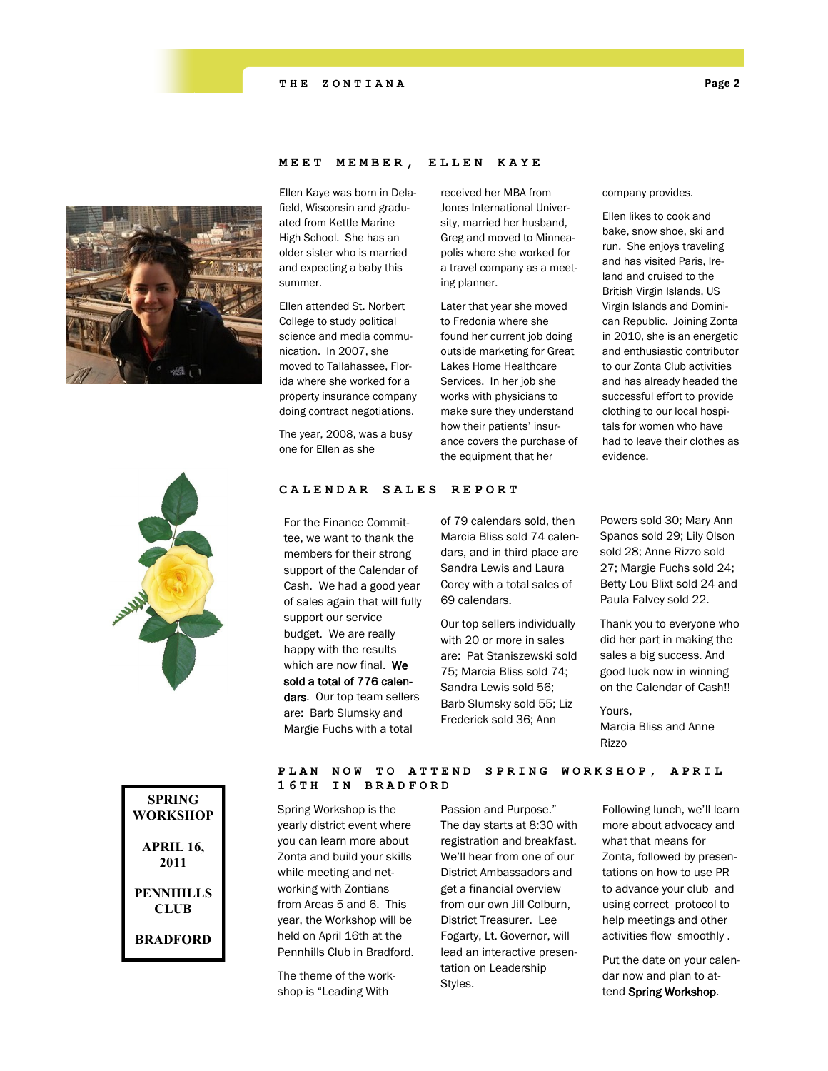## MEET MEMBER, ELLEN KAYE

Ellen Kaye was born in Delafield, Wisconsin and graduated from Kettle Marine High School. She has an older sister who is married and expecting a baby this summer.

Ellen attended St. Norbert College to study political science and media communication. In 2007, she moved to Tallahassee, Florida where she worked for a property insurance company doing contract negotiations.

The year, 2008, was a busy one for Ellen as she received her MBA from Jones International University, married her husband, Greg and moved to Minneapolis where she worked for a travel company as a meeting planner.

Later that year she moved to Fredonia where she found her current job doing outside marketing for Great Lakes Home Healthcare Services. In her job she works with physicians to make sure they understand how their patients' insurance covers the purchase of the equipment that her company provides.

Ellen likes to cook and bake, snow shoe, ski and run. She enjoys traveling and has visited Paris, Ireland and cruised to the British Virgin Islands, US Virgin Islands and Dominican Republic. Joining Zonta in 2010, she is an energetic and enthusiastic contributor to our Zonta Club activities and has already headed the successful effort to provide clothing to our local hospitals for women who have had to leave their clothes as evidence.

## CALENDAR SALES REPORT

For the Finance Committee, we want to thank the members for their strong support of the Calendar of Cash. We had a good year of sales again that will fully support our service budget. We are really happy with the results which are now final. **We sold a total of 776 calendars**. Our top team sellers are: Barb Slumsky and Margie Fuchs with a total of 79 calendars sold, then Marcia Bliss sold 74 calendars, and in third place are Sandra Lewis and Laura Corey with a total sales of 69 calendars.

Our top sellers individually with 20 or more in sales are: Pat Staniszewski sold 75; Marcia Bliss sold 74; Sandra Lewis sold 56; Barb Slumsky sold 55; Liz Frederick sold 36; Ann Powers sold 30; Mary Ann Spanos sold 29; Lily Olson sold 28; Anne Rizzo sold 27; Margie Fuchs sold 24; Betty Lou Blixt sold 24 and Paula Falvey sold 22.

Thank you to everyone who did her part in making the sales a big success. And good luck now in winning on the Calendar of Cash!!

Yours,
Marcia Bliss and Anne Rizzo

## PLAN NOW TO ATTEND SPRING WORKSHOP, APRIL 16TH IN BRADFORD

**SPRING WORKSHOP**

**APRIL 16, 2011**

**PENNHILLS CLUB**

**BRADFORD**

Spring Workshop is the yearly district event where you can learn more about Zonta and build your skills while meeting and networking with Zontians from Areas 5 and 6. This year, the Workshop will be held on April 16th at the Pennhills Club in Bradford.

The theme of the workshop is "Leading With Passion and Purpose." The day starts at 8:30 with registration and breakfast. We'll hear from one of our District Ambassadors and get a financial overview from our own Jill Colburn, District Treasurer. Lee Fogarty, Lt. Governor, will lead an interactive presentation on Leadership Styles.

Following lunch, we'll learn more about advocacy and what that means for Zonta, followed by presentations on how to use PR to advance your club and using correct protocol to help meetings and other activities flow smoothly .

Put the date on your calendar now and plan to attend **Spring Workshop**.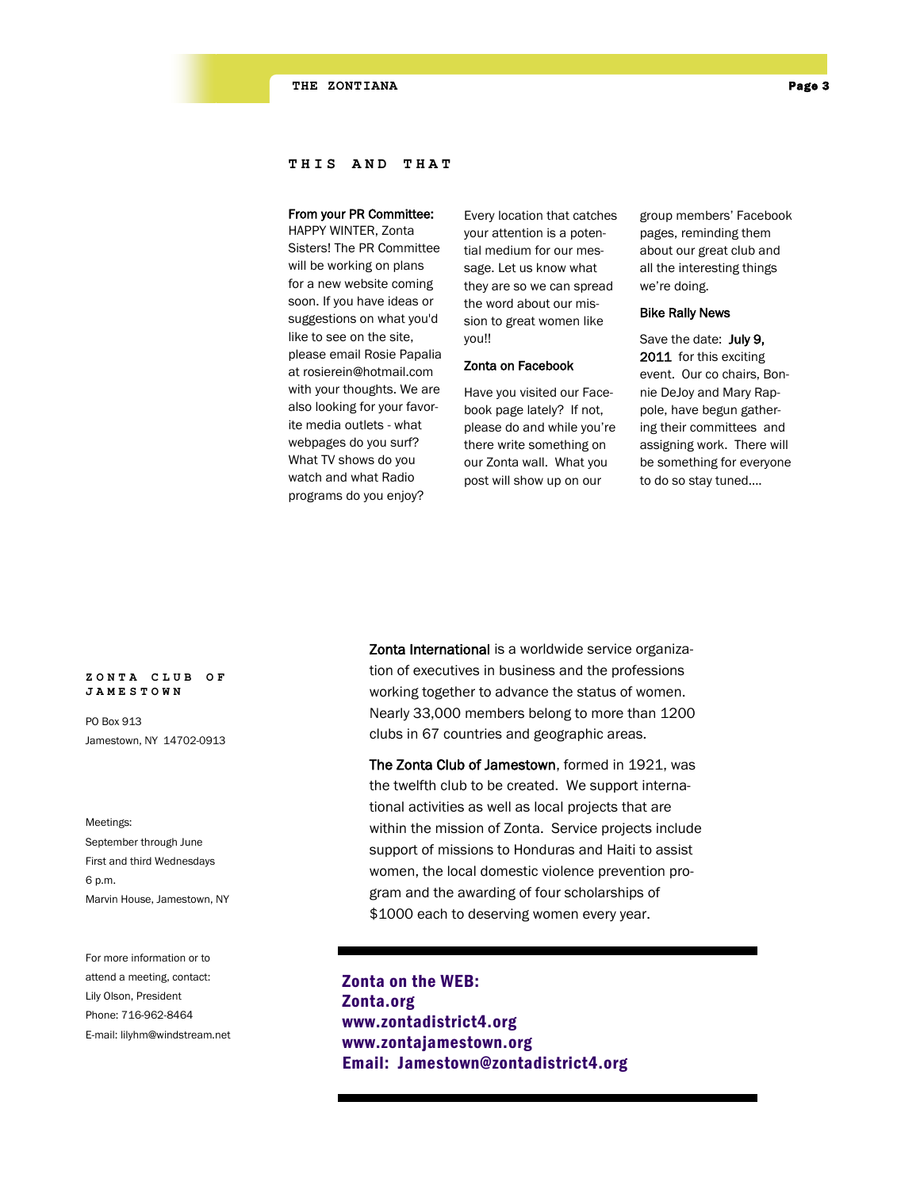## THIS AND THAT

**From your PR Committee:** HAPPY WINTER, Zonta Sisters! The PR Committee will be working on plans for a new website coming soon. If you have ideas or suggestions on what you'd like to see on the site, please email Rosie Papalia at rosierein@hotmail.com with your thoughts. We are also looking for your favorite media outlets - what webpages do you surf? What TV shows do you watch and what Radio programs do you enjoy? Every location that catches your attention is a potential medium for our message. Let us know what they are so we can spread the word about our mission to great women like you!!

### Zonta on Facebook

Have you visited our Facebook page lately? If not, please do and while you're there write something on our Zonta wall. What you post will show up on our group members' Facebook pages, reminding them about our great club and all the interesting things we're doing.

### Bike Rally News

Save the date: **July 9, 2011** for this exciting event. Our co chairs, Bonnie DeJoy and Mary Rappole, have begun gathering their committees and assigning work. There will be something for everyone to do so stay tuned….

**ZONTA CLUB OF JAMESTOWN**

PO Box 913
Jamestown, NY 14702-0913

Meetings:
September through June
First and third Wednesdays
6 p.m.
Marvin House, Jamestown, NY

For more information or to attend a meeting, contact:
Lily Olson, President
Phone: 716-962-8464
E-mail: lilyhm@windstream.net

**Zonta International** is a worldwide service organization of executives in business and the professions working together to advance the status of women. Nearly 33,000 members belong to more than 1200 clubs in 67 countries and geographic areas.

**The Zonta Club of Jamestown**, formed in 1921, was the twelfth club to be created. We support international activities as well as local projects that are within the mission of Zonta. Service projects include support of missions to Honduras and Haiti to assist women, the local domestic violence prevention program and the awarding of four scholarships of $1000 each to deserving women every year.

**Zonta on the WEB:**
**Zonta.org**
**www.zontadistrict4.org**
**www.zontajamestown.org**
**Email: Jamestown@zontadistrict4.org**